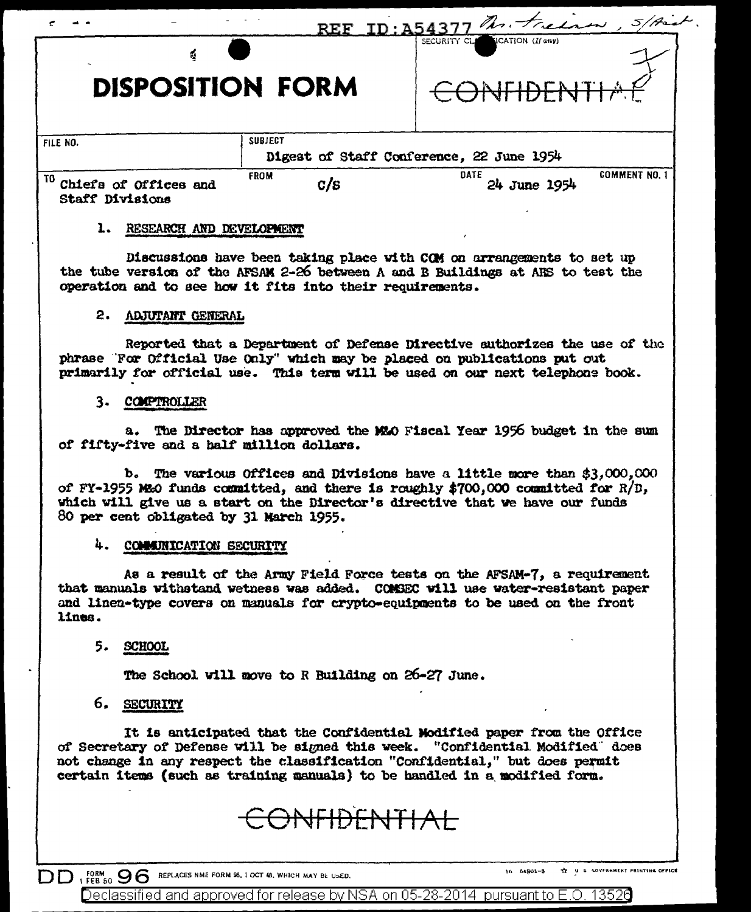REF ID:A54377 Mr. Friedman, S/Asst.

# DISPOSITION FORM

SECURITY CLASSIFICATION (If any)

CONFIDENTIAL

| FILE NO. | SUBJECT | | |
|---|---|---|---|
| | Digest of Staff Conference, 22 June 1954 | | |
| TO Chiefs of Offices and Staff Divisions | FROM C/S | DATE 24 June 1954 | COMMENT NO. 1 |

1. RESEARCH AND DEVELOPMENT

Discussions have been taking place with COM on arrangements to set up the tube version of the AFSAM 2-26 between A and B Buildings at AHS to test the operation and to see how it fits into their requirements.

2. ADJUTANT GENERAL

Reported that a Department of Defense Directive authorizes the use of the phrase "For Official Use Only" which may be placed on publications put out primarily for official use. This term will be used on our next telephone book.

3. COMPTROLLER

a. The Director has approved the M&O Fiscal Year 1956 budget in the sum of fifty-five and a half million dollars.

b. The various Offices and Divisions have a little more than $3,000,000 of FY-1955 M&O funds committed, and there is roughly $700,000 committed for R/D, which will give us a start on the Director's directive that we have our funds 80 per cent obligated by 31 March 1955.

4. COMMUNICATION SECURITY

As a result of the Army Field Force tests on the AFSAM-7, a requirement that manuals withstand wetness was added. COMSEC will use water-resistant paper and linen-type covers on manuals for crypto-equipments to be used on the front lines.

5. SCHOOL

The School will move to R Building on 26-27 June.

6. SECURITY

It is anticipated that the Confidential Modified paper from the Office of Secretary of Defense will be signed this week. "Confidential Modified" does not change in any respect the classification "Confidential," but does permit certain items (such as training manuals) to be handled in a modified form.

CONFIDENTIAL

DD FORM 1 FEB 50 96 REPLACES NME FORM 96, 1 OCT 48, WHICH MAY BE USED.

Declassified and approved for release by NSA on 05-28-2014 pursuant to E.O. 13526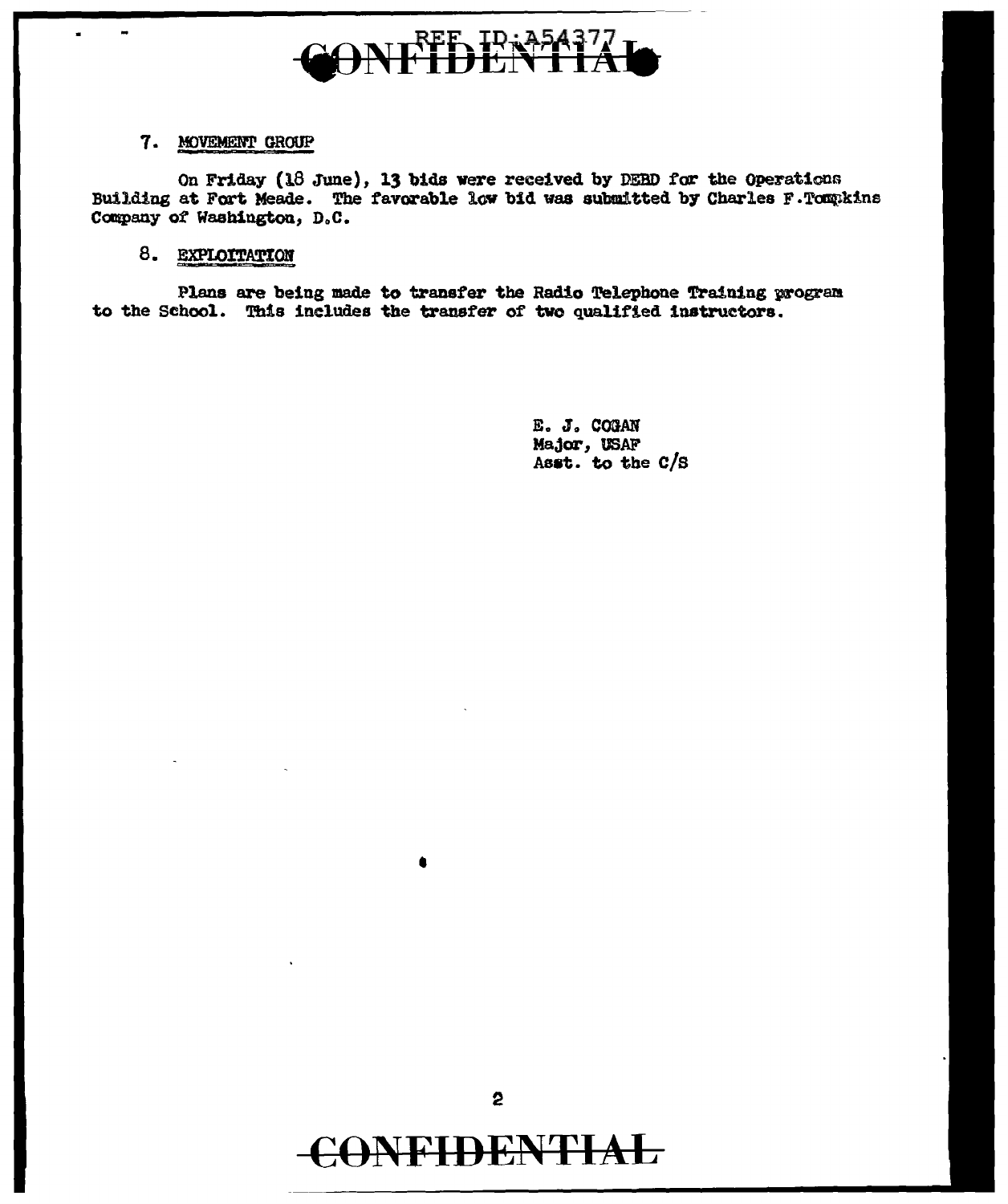CONFIDENTIAL

REF ID:A54377

7. MOVEMENT GROUP

On Friday (18 June), 13 bids were received by DEBD for the Operations Building at Fort Meade. The favorable low bid was submitted by Charles F. Tompkins Company of Washington, D.C.

8. EXPLOITATION

Plans are being made to transfer the Radio Telephone Training program to the School. This includes the transfer of two qualified instructors.

E. J. COGAN
Major, USAF
Asst. to the C/S

CONFIDENTIAL